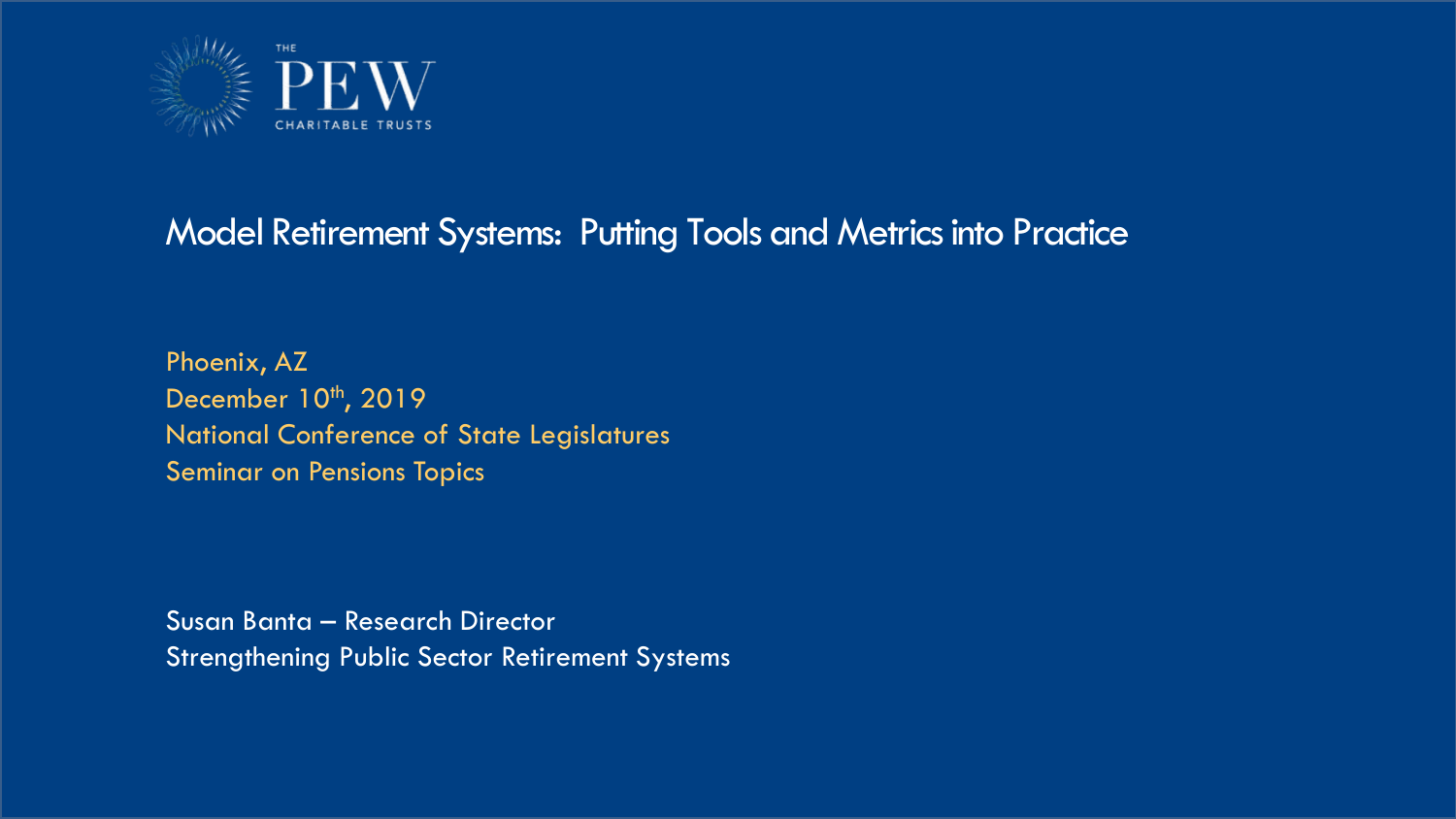THE PEW CHARITABLE TRUSTS

# Model Retirement Systems: Putting Tools and Metrics into Practice

Phoenix, AZ
December 10th, 2019
National Conference of State Legislatures
Seminar on Pensions Topics

Susan Banta – Research Director
Strengthening Public Sector Retirement Systems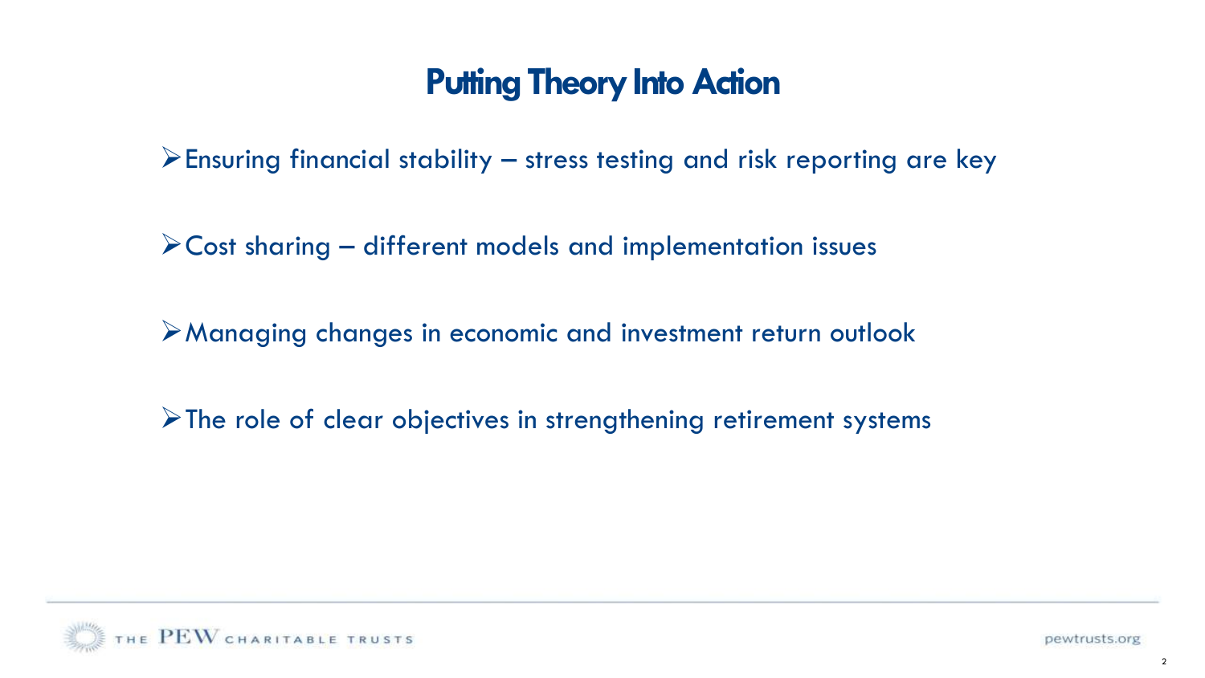# Putting Theory Into Action

- Ensuring financial stability – stress testing and risk reporting are key
- Cost sharing – different models and implementation issues
- Managing changes in economic and investment return outlook
- The role of clear objectives in strengthening retirement systems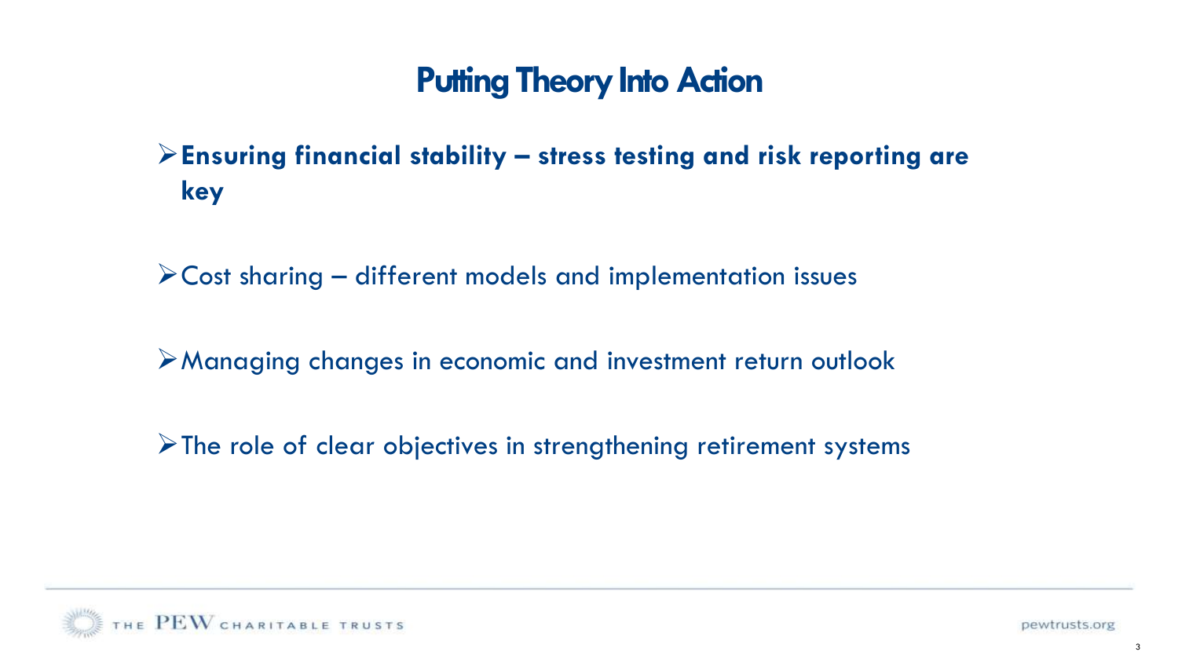# Putting Theory Into Action

- **Ensuring financial stability – stress testing and risk reporting are key**
- Cost sharing – different models and implementation issues
- Managing changes in economic and investment return outlook
- The role of clear objectives in strengthening retirement systems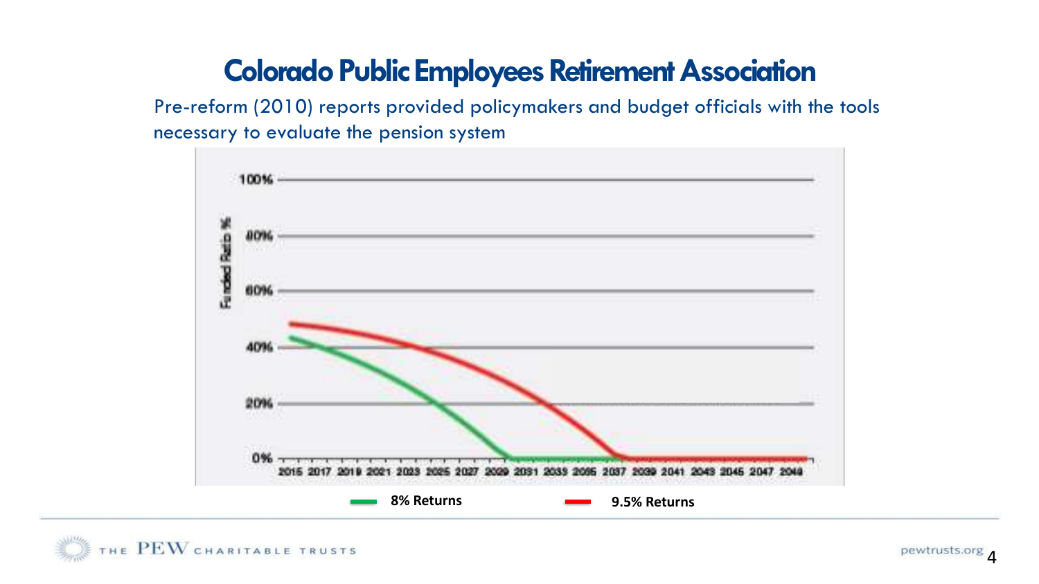# Colorado Public Employees Retirement Association

Pre-reform (2010) reports provided policymakers and budget officials with the tools necessary to evaluate the pension system

8% Returns

9.5% Returns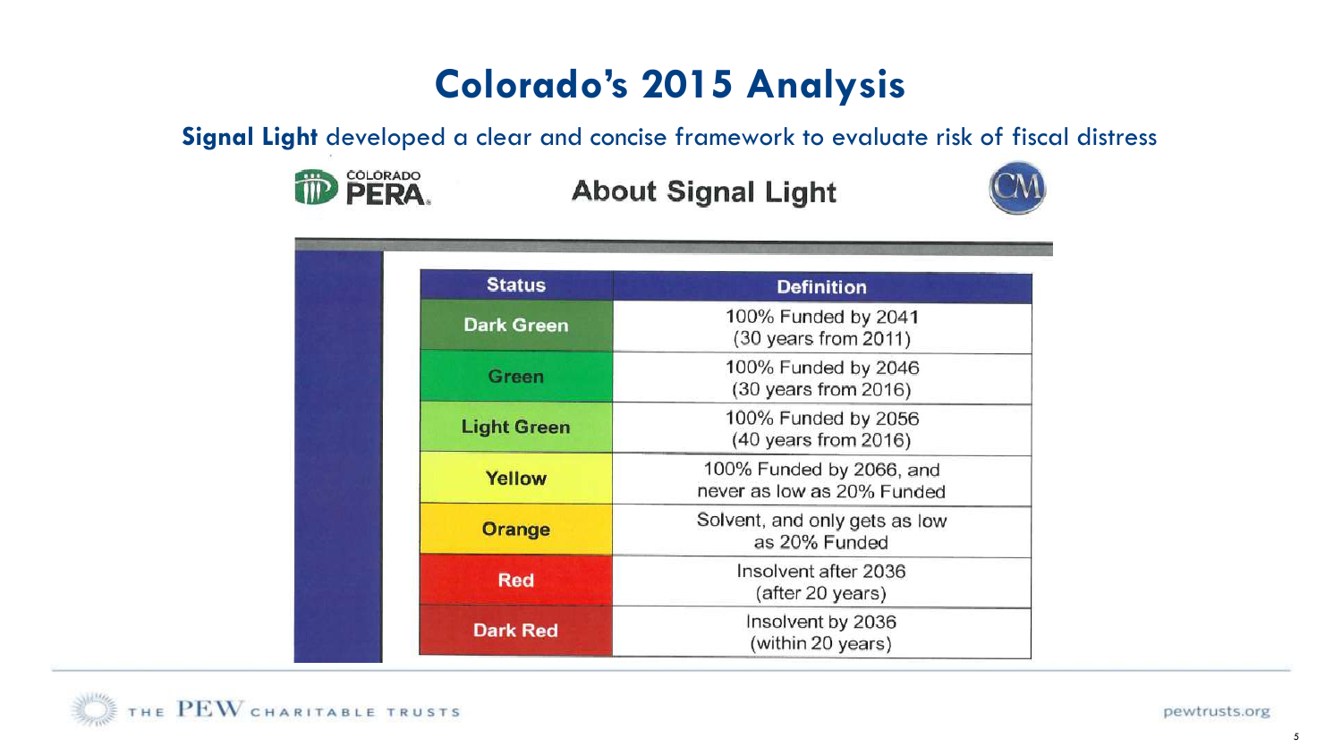# Colorado's 2015 Analysis

**Signal Light** developed a clear and concise framework to evaluate risk of fiscal distress

COLORADO PERA

## About Signal Light

| Status | Definition |
|---|---|
| Dark Green | 100% Funded by 2041 (30 years from 2011) |
| Green | 100% Funded by 2046 (30 years from 2016) |
| Light Green | 100% Funded by 2056 (40 years from 2016) |
| Yellow | 100% Funded by 2066, and never as low as 20% Funded |
| Orange | Solvent, and only gets as low as 20% Funded |
| Red | Insolvent after 2036 (after 20 years) |
| Dark Red | Insolvent by 2036 (within 20 years) |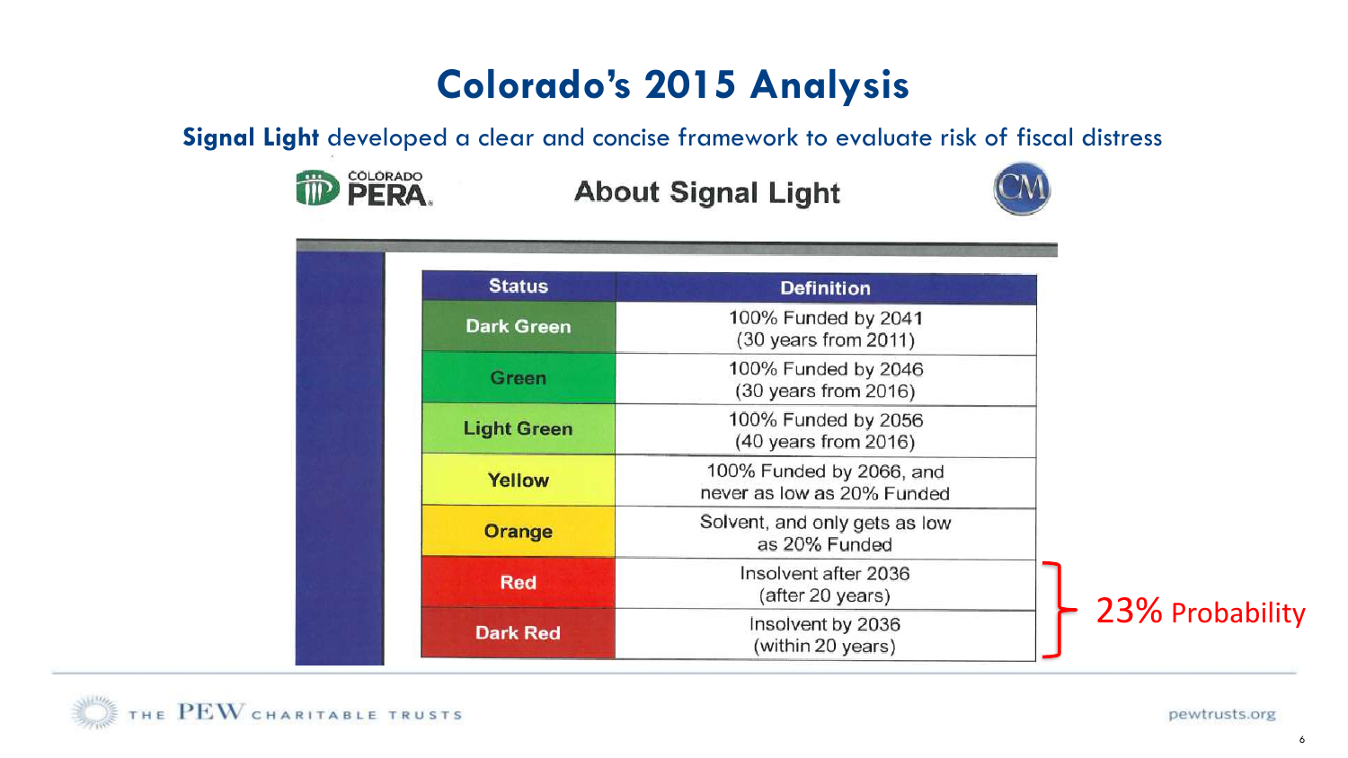# Colorado's 2015 Analysis

**Signal Light** developed a clear and concise framework to evaluate risk of fiscal distress

COLORADO PERA

## About Signal Light

| Status | Definition |
|---|---|
| Dark Green | 100% Funded by 2041 (30 years from 2011) |
| Green | 100% Funded by 2046 (30 years from 2016) |
| Light Green | 100% Funded by 2056 (40 years from 2016) |
| Yellow | 100% Funded by 2066, and never as low as 20% Funded |
| Orange | Solvent, and only gets as low as 20% Funded |
| Red | Insolvent after 2036 (after 20 years) |
| Dark Red | Insolvent by 2036 (within 20 years) |

Red and Dark Red: 23% Probability

THE PEW CHARITABLE TRUSTS

pewtrusts.org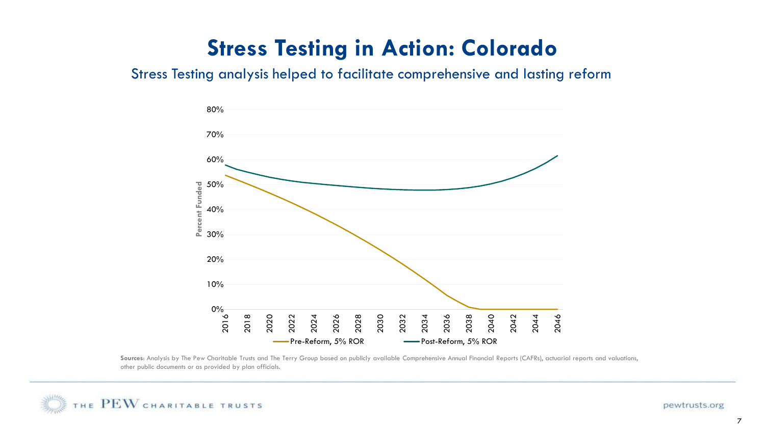# Stress Testing in Action: Colorado

## Stress Testing analysis helped to facilitate comprehensive and lasting reform

Percent Funded

80%
70%
60%
50%
40%
30%
20%
10%
0%

2016 2018 2020 2022 2024 2026 2028 2030 2032 2034 2036 2038 2040 2042 2044 2046

Pre-Reform, 5% ROR — Post-Reform, 5% ROR

**Sources:** Analysis by The Pew Charitable Trusts and The Terry Group based on publicly available Comprehensive Annual Financial Reports (CAFRs), actuarial reports and valuations, other public documents or as provided by plan officials.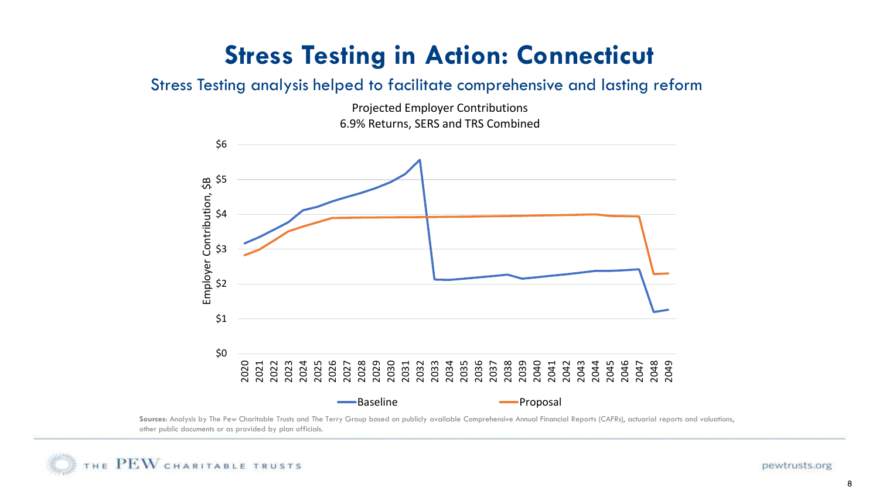# Stress Testing in Action: Connecticut

## Stress Testing analysis helped to facilitate comprehensive and lasting reform

Projected Employer Contributions
6.9% Returns, SERS and TRS Combined

**Sources:** Analysis by The Pew Charitable Trusts and The Terry Group based on publicly available Comprehensive Annual Financial Reports (CAFRs), actuarial reports and valuations, other public documents or as provided by plan officials.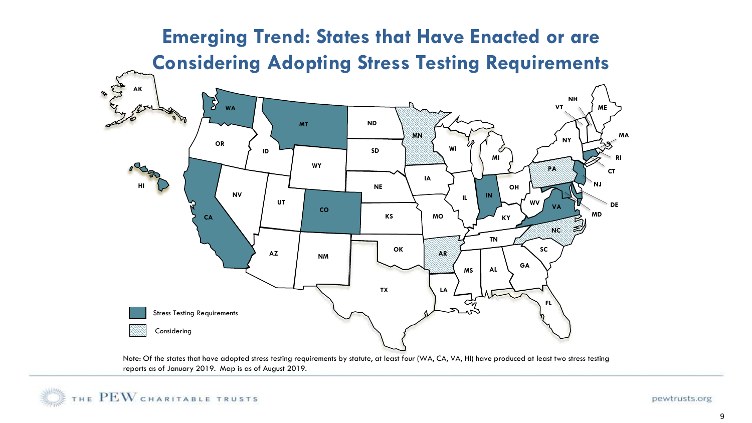# Emerging Trend: States that Have Enacted or are Considering Adopting Stress Testing Requirements

Stress Testing Requirements

Considering

Note: Of the states that have adopted stress testing requirements by statute, at least four (WA, CA, VA, HI) have produced at least two stress testing reports as of January 2019. Map is as of August 2019.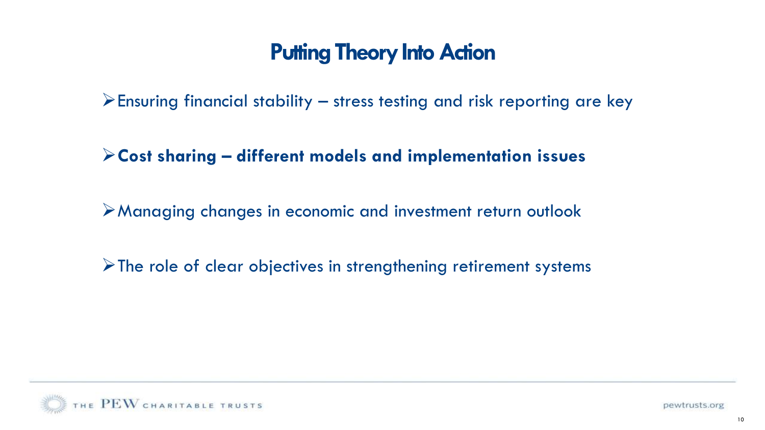# Putting Theory Into Action

- Ensuring financial stability – stress testing and risk reporting are key
- **Cost sharing – different models and implementation issues**
- Managing changes in economic and investment return outlook
- The role of clear objectives in strengthening retirement systems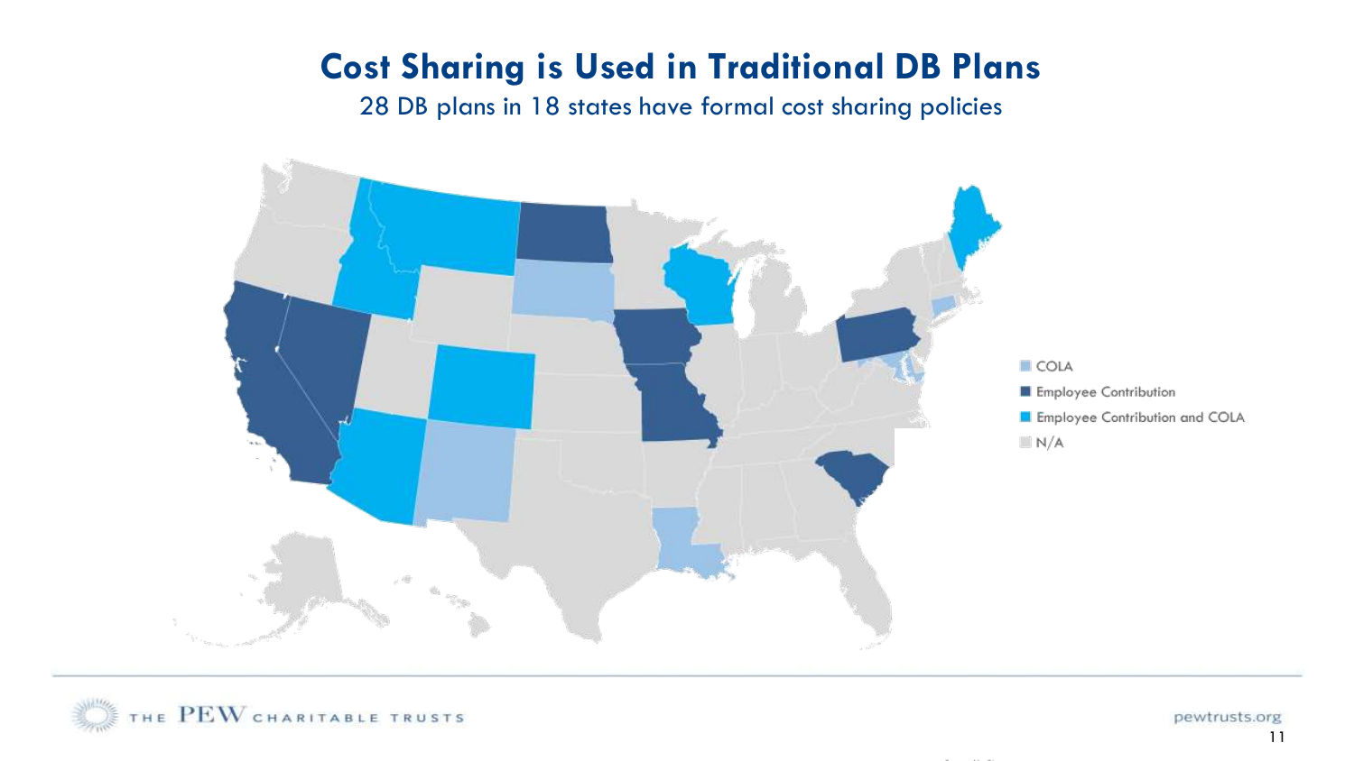# Cost Sharing is Used in Traditional DB Plans

28 DB plans in 18 states have formal cost sharing policies

- COLA
- Employee Contribution
- Employee Contribution and COLA
- N/A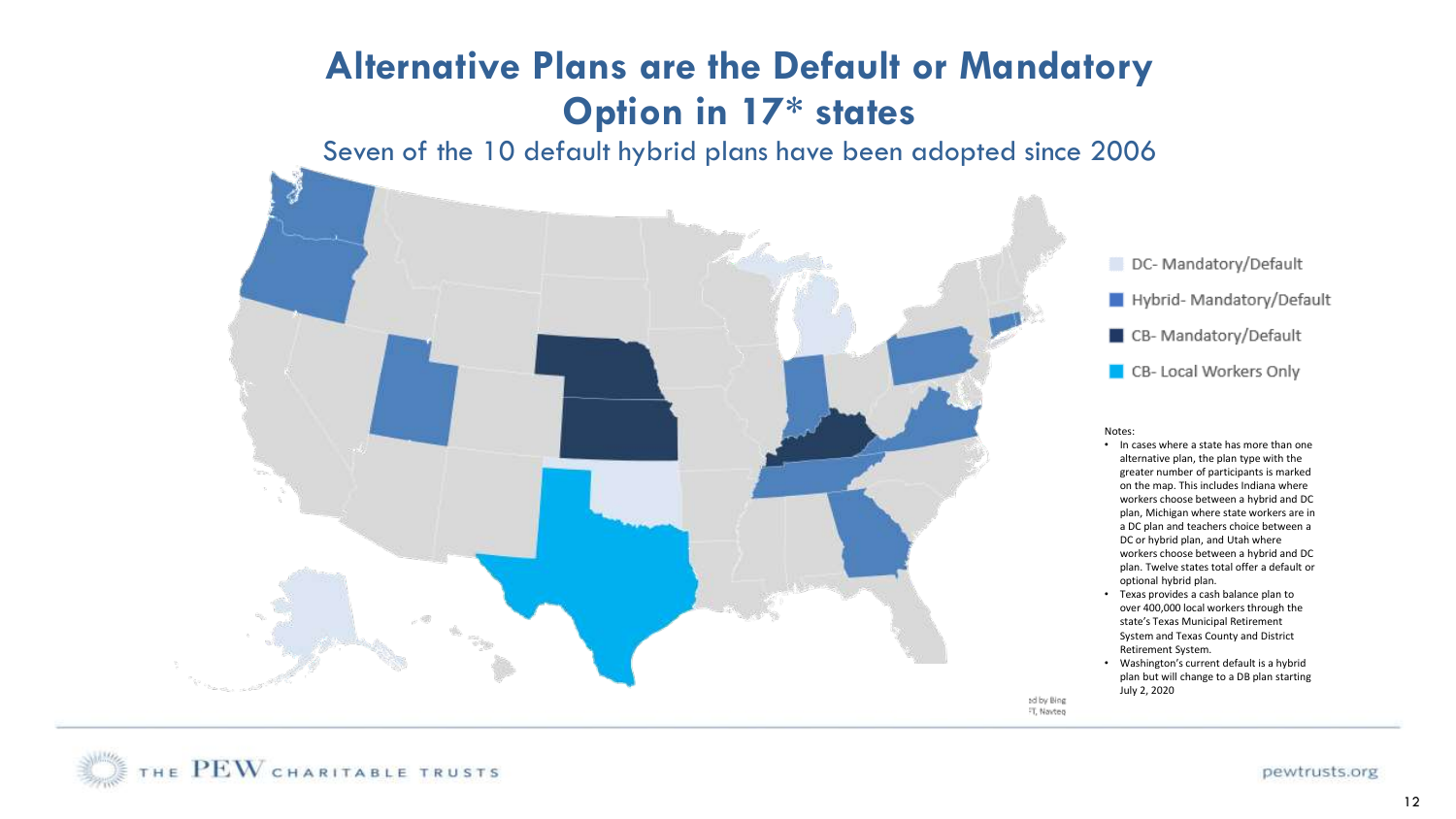# Alternative Plans are the Default or Mandatory Option in 17* states

## Seven of the 10 default hybrid plans have been adopted since 2006

- DC- Mandatory/Default
- Hybrid- Mandatory/Default
- CB- Mandatory/Default
- CB- Local Workers Only

Notes:

- In cases where a state has more than one alternative plan, the plan type with the greater number of participants is marked on the map. This includes Indiana where workers choose between a hybrid and DC plan, Michigan where state workers are in a DC plan and teachers choice between a DC or hybrid plan, and Utah where workers choose between a hybrid and DC plan. Twelve states total offer a default or optional hybrid plan.
- Texas provides a cash balance plan to over 400,000 local workers through the state's Texas Municipal Retirement System and Texas County and District Retirement System.
- Washington's current default is a hybrid plan but will change to a DB plan starting July 2, 2020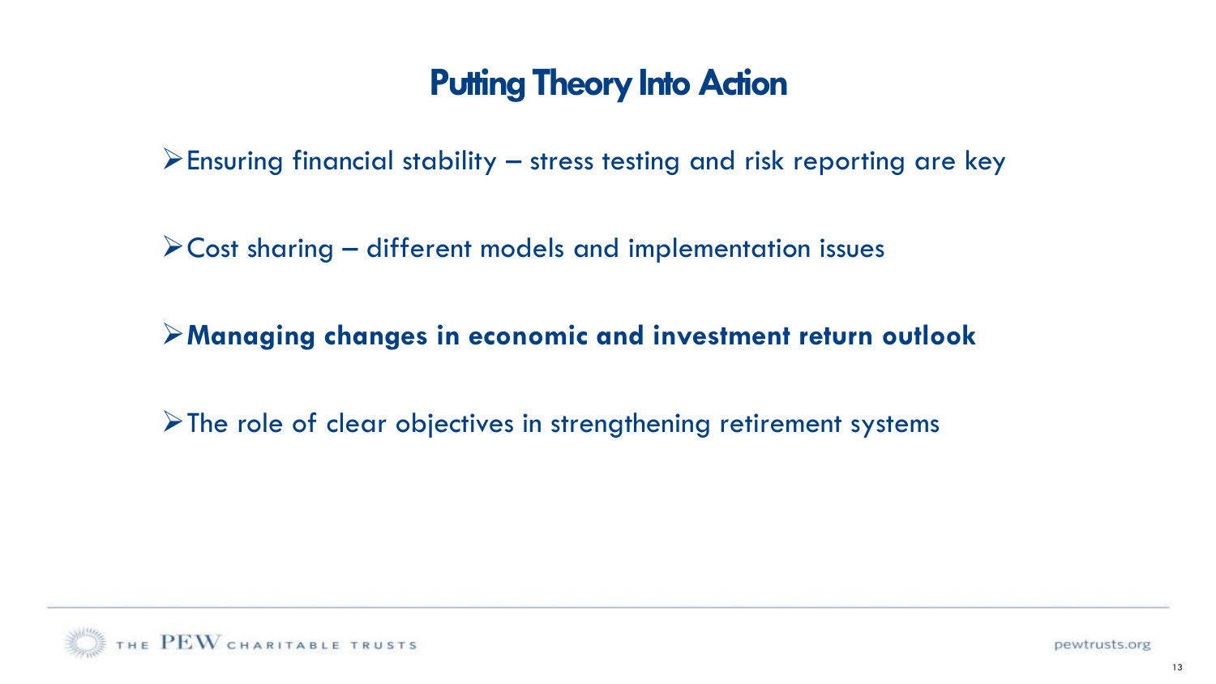# Putting Theory Into Action

- Ensuring financial stability – stress testing and risk reporting are key
- Cost sharing – different models and implementation issues
- **Managing changes in economic and investment return outlook**
- The role of clear objectives in strengthening retirement systems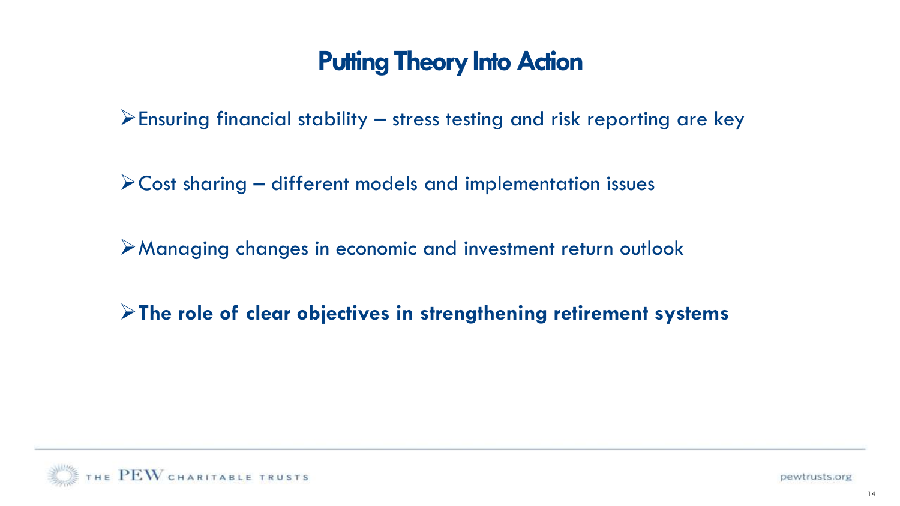# Putting Theory Into Action

- Ensuring financial stability – stress testing and risk reporting are key
- Cost sharing – different models and implementation issues
- Managing changes in economic and investment return outlook
- **The role of clear objectives in strengthening retirement systems**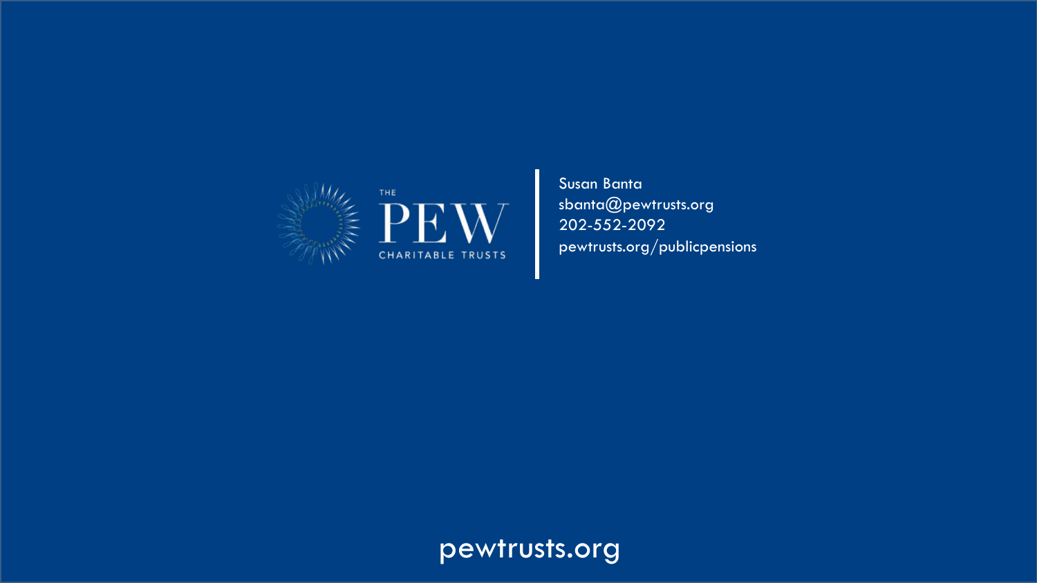THE PEW CHARITABLE TRUSTS

Susan Banta
sbanta@pewtrusts.org
202-552-2092
pewtrusts.org/publicpensions

pewtrusts.org